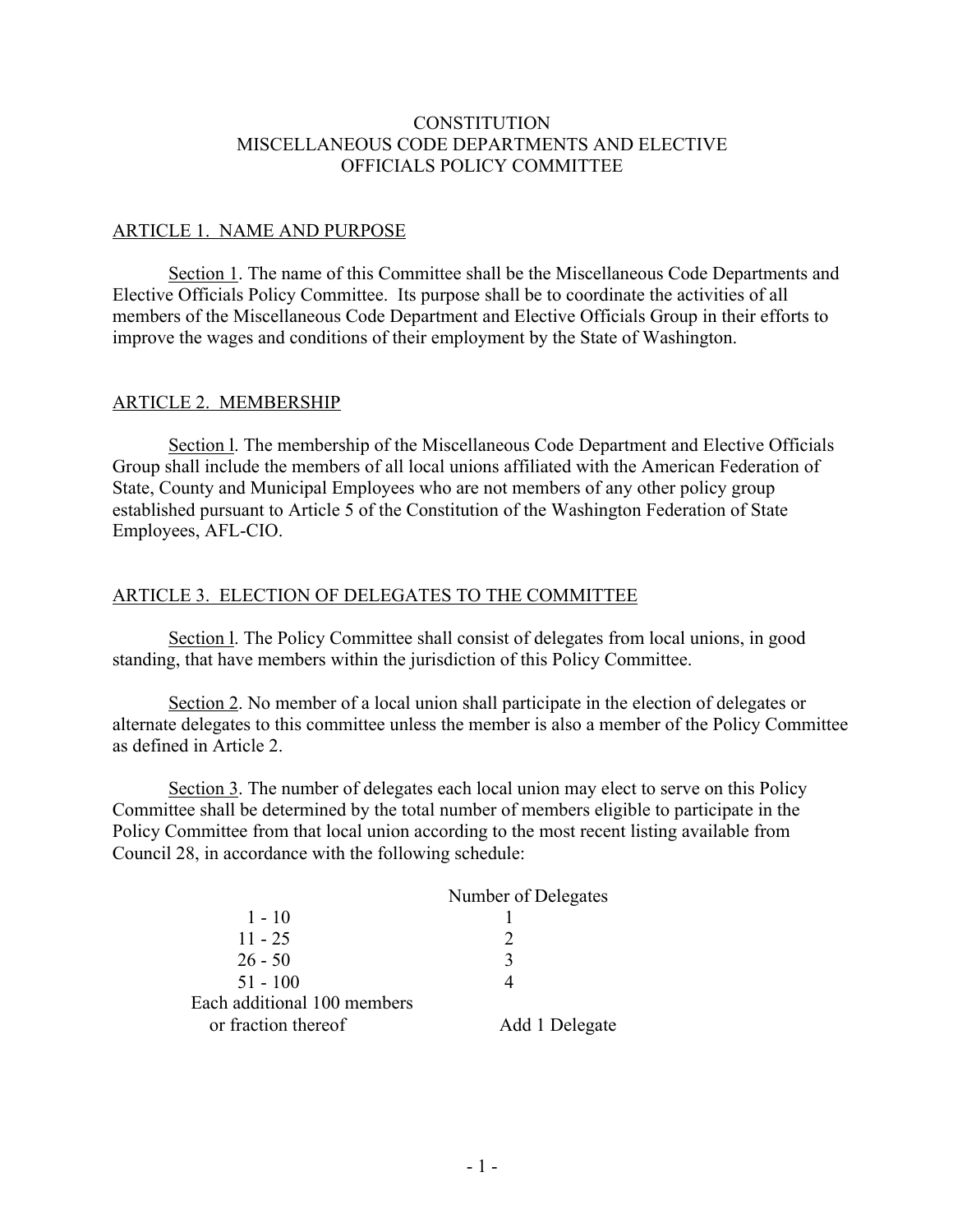# CONSTITUTION
# MISCELLANEOUS CODE DEPARTMENTS AND ELECTIVE OFFICIALS POLICY COMMITTEE

## ARTICLE 1. NAME AND PURPOSE

Section 1. The name of this Committee shall be the Miscellaneous Code Departments and Elective Officials Policy Committee. Its purpose shall be to coordinate the activities of all members of the Miscellaneous Code Department and Elective Officials Group in their efforts to improve the wages and conditions of their employment by the State of Washington.

## ARTICLE 2. MEMBERSHIP

Section l. The membership of the Miscellaneous Code Department and Elective Officials Group shall include the members of all local unions affiliated with the American Federation of State, County and Municipal Employees who are not members of any other policy group established pursuant to Article 5 of the Constitution of the Washington Federation of State Employees, AFL-CIO.

## ARTICLE 3. ELECTION OF DELEGATES TO THE COMMITTEE

Section l. The Policy Committee shall consist of delegates from local unions, in good standing, that have members within the jurisdiction of this Policy Committee.

Section 2. No member of a local union shall participate in the election of delegates or alternate delegates to this committee unless the member is also a member of the Policy Committee as defined in Article 2.

Section 3. The number of delegates each local union may elect to serve on this Policy Committee shall be determined by the total number of members eligible to participate in the Policy Committee from that local union according to the most recent listing available from Council 28, in accordance with the following schedule:

| | Number of Delegates |
|---|---|
| 1 - 10 | 1 |
| 11 - 25 | 2 |
| 26 - 50 | 3 |
| 51 - 100 | 4 |
| Each additional 100 members or fraction thereof | Add 1 Delegate |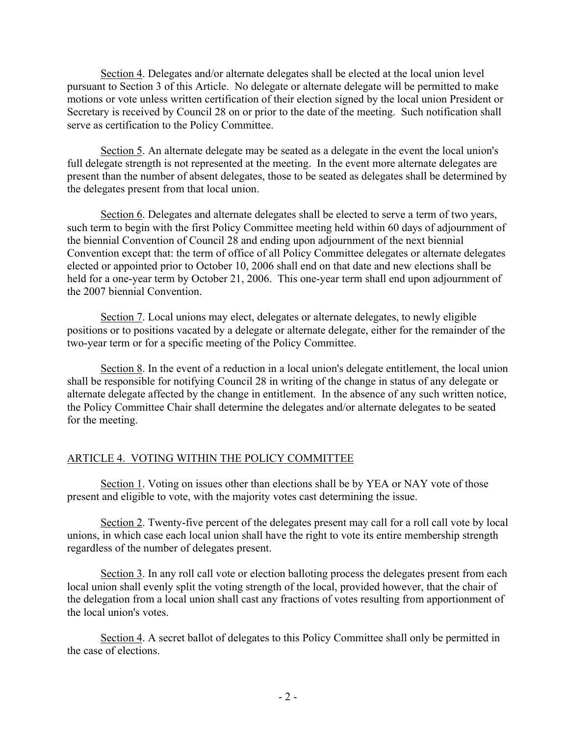Section 4. Delegates and/or alternate delegates shall be elected at the local union level pursuant to Section 3 of this Article. No delegate or alternate delegate will be permitted to make motions or vote unless written certification of their election signed by the local union President or Secretary is received by Council 28 on or prior to the date of the meeting. Such notification shall serve as certification to the Policy Committee.

Section 5. An alternate delegate may be seated as a delegate in the event the local union's full delegate strength is not represented at the meeting. In the event more alternate delegates are present than the number of absent delegates, those to be seated as delegates shall be determined by the delegates present from that local union.

Section 6. Delegates and alternate delegates shall be elected to serve a term of two years, such term to begin with the first Policy Committee meeting held within 60 days of adjournment of the biennial Convention of Council 28 and ending upon adjournment of the next biennial Convention except that: the term of office of all Policy Committee delegates or alternate delegates elected or appointed prior to October 10, 2006 shall end on that date and new elections shall be held for a one-year term by October 21, 2006. This one-year term shall end upon adjournment of the 2007 biennial Convention.

Section 7. Local unions may elect, delegates or alternate delegates, to newly eligible positions or to positions vacated by a delegate or alternate delegate, either for the remainder of the two-year term or for a specific meeting of the Policy Committee.

Section 8. In the event of a reduction in a local union's delegate entitlement, the local union shall be responsible for notifying Council 28 in writing of the change in status of any delegate or alternate delegate affected by the change in entitlement. In the absence of any such written notice, the Policy Committee Chair shall determine the delegates and/or alternate delegates to be seated for the meeting.

## ARTICLE 4. VOTING WITHIN THE POLICY COMMITTEE

Section 1. Voting on issues other than elections shall be by YEA or NAY vote of those present and eligible to vote, with the majority votes cast determining the issue.

Section 2. Twenty-five percent of the delegates present may call for a roll call vote by local unions, in which case each local union shall have the right to vote its entire membership strength regardless of the number of delegates present.

Section 3. In any roll call vote or election balloting process the delegates present from each local union shall evenly split the voting strength of the local, provided however, that the chair of the delegation from a local union shall cast any fractions of votes resulting from apportionment of the local union's votes.

Section 4. A secret ballot of delegates to this Policy Committee shall only be permitted in the case of elections.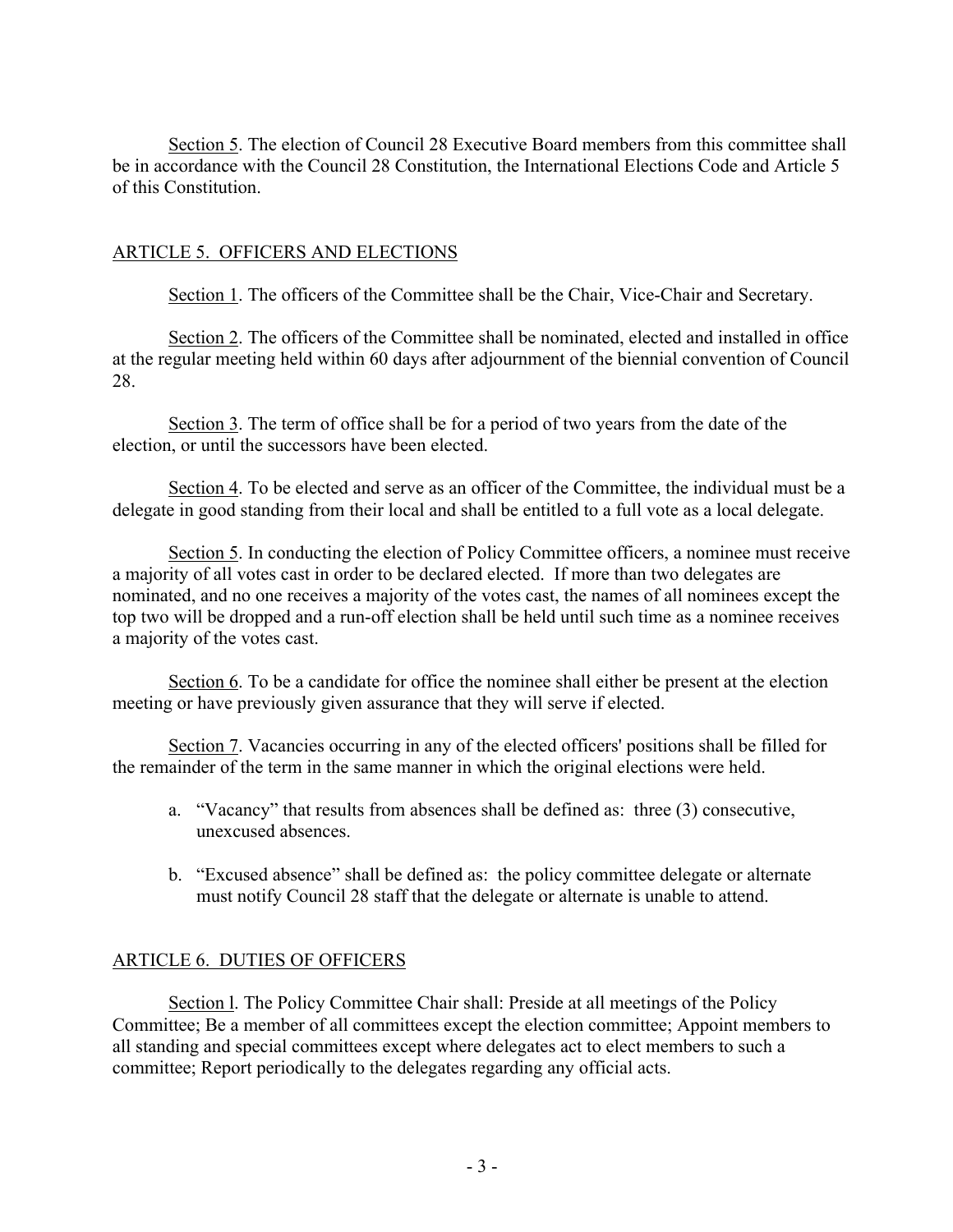Section 5. The election of Council 28 Executive Board members from this committee shall be in accordance with the Council 28 Constitution, the International Elections Code and Article 5 of this Constitution.

## ARTICLE 5. OFFICERS AND ELECTIONS

Section 1. The officers of the Committee shall be the Chair, Vice-Chair and Secretary.

Section 2. The officers of the Committee shall be nominated, elected and installed in office at the regular meeting held within 60 days after adjournment of the biennial convention of Council 28.

Section 3. The term of office shall be for a period of two years from the date of the election, or until the successors have been elected.

Section 4. To be elected and serve as an officer of the Committee, the individual must be a delegate in good standing from their local and shall be entitled to a full vote as a local delegate.

Section 5. In conducting the election of Policy Committee officers, a nominee must receive a majority of all votes cast in order to be declared elected. If more than two delegates are nominated, and no one receives a majority of the votes cast, the names of all nominees except the top two will be dropped and a run-off election shall be held until such time as a nominee receives a majority of the votes cast.

Section 6. To be a candidate for office the nominee shall either be present at the election meeting or have previously given assurance that they will serve if elected.

Section 7. Vacancies occurring in any of the elected officers' positions shall be filled for the remainder of the term in the same manner in which the original elections were held.

a. "Vacancy" that results from absences shall be defined as: three (3) consecutive, unexcused absences.

b. "Excused absence" shall be defined as: the policy committee delegate or alternate must notify Council 28 staff that the delegate or alternate is unable to attend.

## ARTICLE 6. DUTIES OF OFFICERS

Section l. The Policy Committee Chair shall: Preside at all meetings of the Policy Committee; Be a member of all committees except the election committee; Appoint members to all standing and special committees except where delegates act to elect members to such a committee; Report periodically to the delegates regarding any official acts.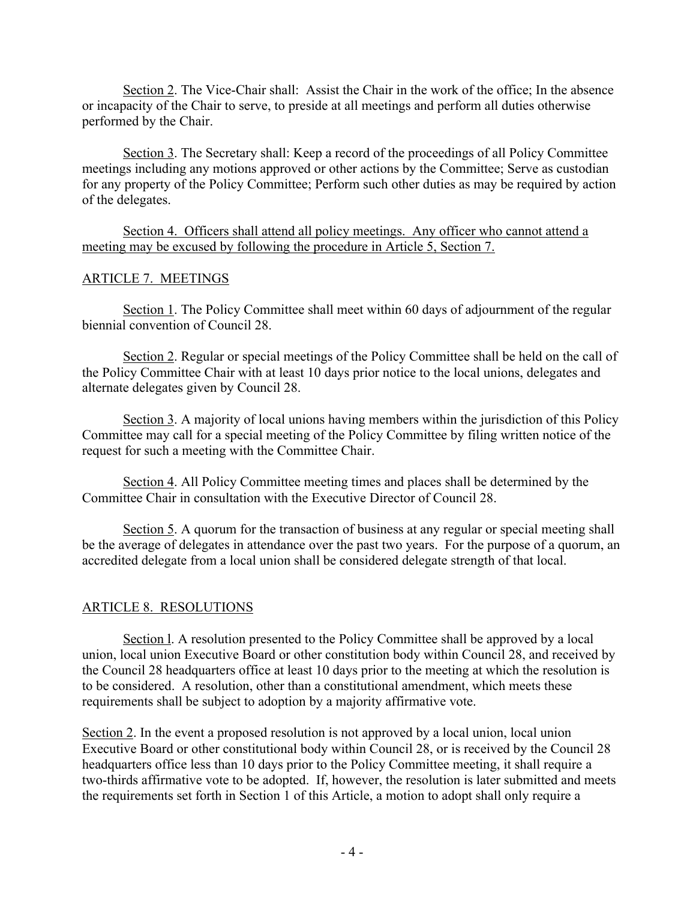Section 2. The Vice-Chair shall: Assist the Chair in the work of the office; In the absence or incapacity of the Chair to serve, to preside at all meetings and perform all duties otherwise performed by the Chair.

Section 3. The Secretary shall: Keep a record of the proceedings of all Policy Committee meetings including any motions approved or other actions by the Committee; Serve as custodian for any property of the Policy Committee; Perform such other duties as may be required by action of the delegates.

Section 4. Officers shall attend all policy meetings. Any officer who cannot attend a meeting may be excused by following the procedure in Article 5, Section 7.

## ARTICLE 7. MEETINGS

Section 1. The Policy Committee shall meet within 60 days of adjournment of the regular biennial convention of Council 28.

Section 2. Regular or special meetings of the Policy Committee shall be held on the call of the Policy Committee Chair with at least 10 days prior notice to the local unions, delegates and alternate delegates given by Council 28.

Section 3. A majority of local unions having members within the jurisdiction of this Policy Committee may call for a special meeting of the Policy Committee by filing written notice of the request for such a meeting with the Committee Chair.

Section 4. All Policy Committee meeting times and places shall be determined by the Committee Chair in consultation with the Executive Director of Council 28.

Section 5. A quorum for the transaction of business at any regular or special meeting shall be the average of delegates in attendance over the past two years. For the purpose of a quorum, an accredited delegate from a local union shall be considered delegate strength of that local.

## ARTICLE 8. RESOLUTIONS

Section l. A resolution presented to the Policy Committee shall be approved by a local union, local union Executive Board or other constitution body within Council 28, and received by the Council 28 headquarters office at least 10 days prior to the meeting at which the resolution is to be considered. A resolution, other than a constitutional amendment, which meets these requirements shall be subject to adoption by a majority affirmative vote.

Section 2. In the event a proposed resolution is not approved by a local union, local union Executive Board or other constitutional body within Council 28, or is received by the Council 28 headquarters office less than 10 days prior to the Policy Committee meeting, it shall require a two-thirds affirmative vote to be adopted. If, however, the resolution is later submitted and meets the requirements set forth in Section 1 of this Article, a motion to adopt shall only require a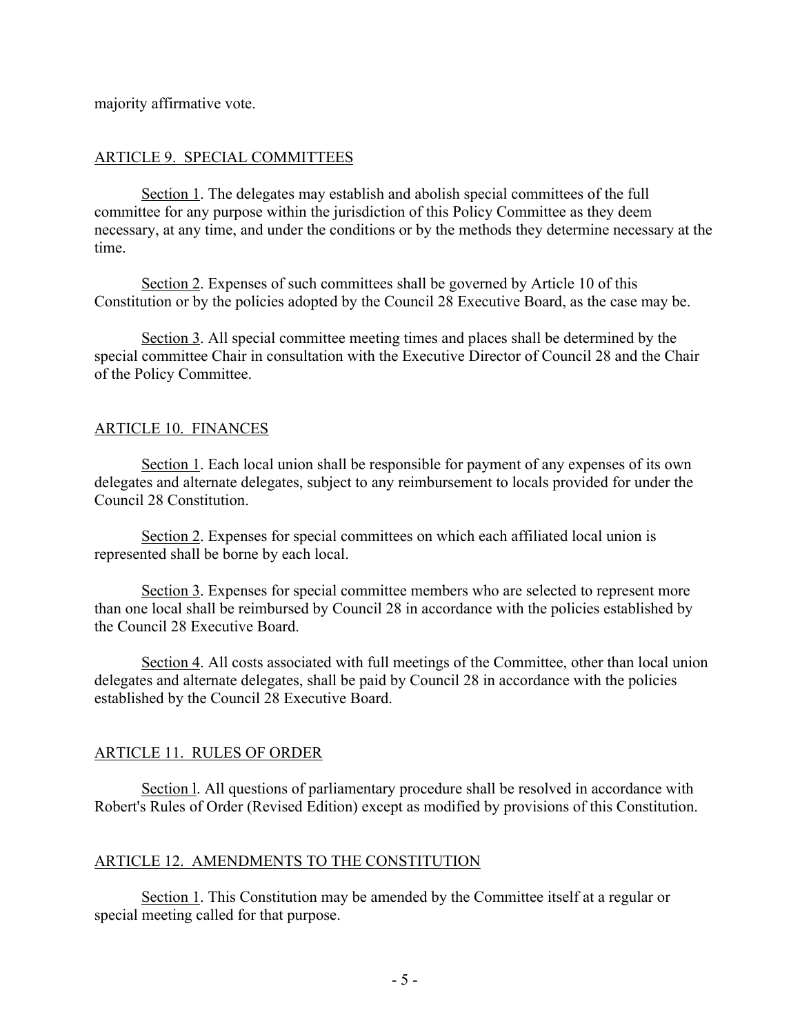majority affirmative vote.

## ARTICLE 9. SPECIAL COMMITTEES

Section 1. The delegates may establish and abolish special committees of the full committee for any purpose within the jurisdiction of this Policy Committee as they deem necessary, at any time, and under the conditions or by the methods they determine necessary at the time.

Section 2. Expenses of such committees shall be governed by Article 10 of this Constitution or by the policies adopted by the Council 28 Executive Board, as the case may be.

Section 3. All special committee meeting times and places shall be determined by the special committee Chair in consultation with the Executive Director of Council 28 and the Chair of the Policy Committee.

## ARTICLE 10. FINANCES

Section 1. Each local union shall be responsible for payment of any expenses of its own delegates and alternate delegates, subject to any reimbursement to locals provided for under the Council 28 Constitution.

Section 2. Expenses for special committees on which each affiliated local union is represented shall be borne by each local.

Section 3. Expenses for special committee members who are selected to represent more than one local shall be reimbursed by Council 28 in accordance with the policies established by the Council 28 Executive Board.

Section 4. All costs associated with full meetings of the Committee, other than local union delegates and alternate delegates, shall be paid by Council 28 in accordance with the policies established by the Council 28 Executive Board.

## ARTICLE 11. RULES OF ORDER

Section l. All questions of parliamentary procedure shall be resolved in accordance with Robert's Rules of Order (Revised Edition) except as modified by provisions of this Constitution.

## ARTICLE 12. AMENDMENTS TO THE CONSTITUTION

Section 1. This Constitution may be amended by the Committee itself at a regular or special meeting called for that purpose.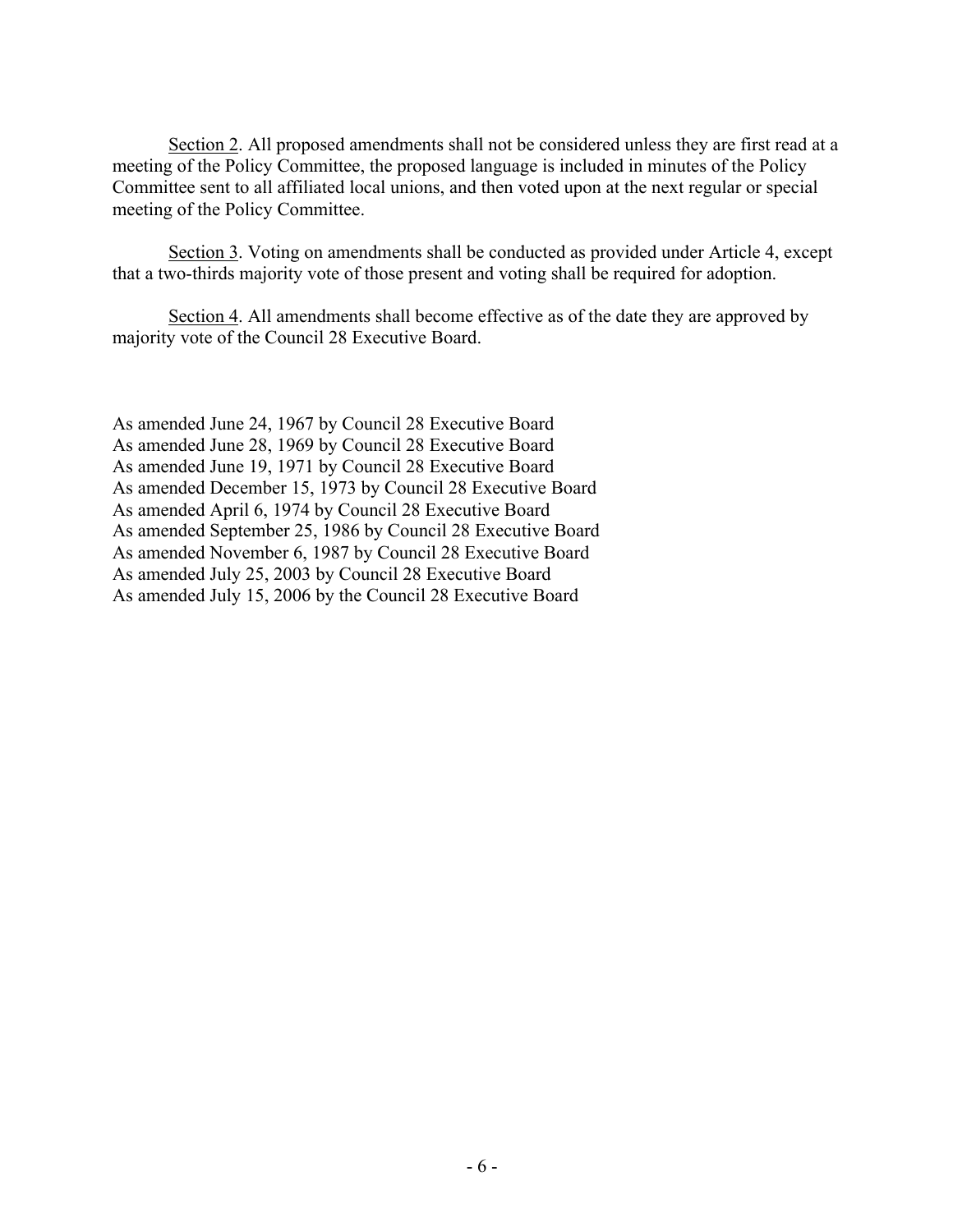Section 2. All proposed amendments shall not be considered unless they are first read at a meeting of the Policy Committee, the proposed language is included in minutes of the Policy Committee sent to all affiliated local unions, and then voted upon at the next regular or special meeting of the Policy Committee.

Section 3. Voting on amendments shall be conducted as provided under Article 4, except that a two-thirds majority vote of those present and voting shall be required for adoption.

Section 4. All amendments shall become effective as of the date they are approved by majority vote of the Council 28 Executive Board.

As amended June 24, 1967 by Council 28 Executive Board
As amended June 28, 1969 by Council 28 Executive Board
As amended June 19, 1971 by Council 28 Executive Board
As amended December 15, 1973 by Council 28 Executive Board
As amended April 6, 1974 by Council 28 Executive Board
As amended September 25, 1986 by Council 28 Executive Board
As amended November 6, 1987 by Council 28 Executive Board
As amended July 25, 2003 by Council 28 Executive Board
As amended July 15, 2006 by the Council 28 Executive Board